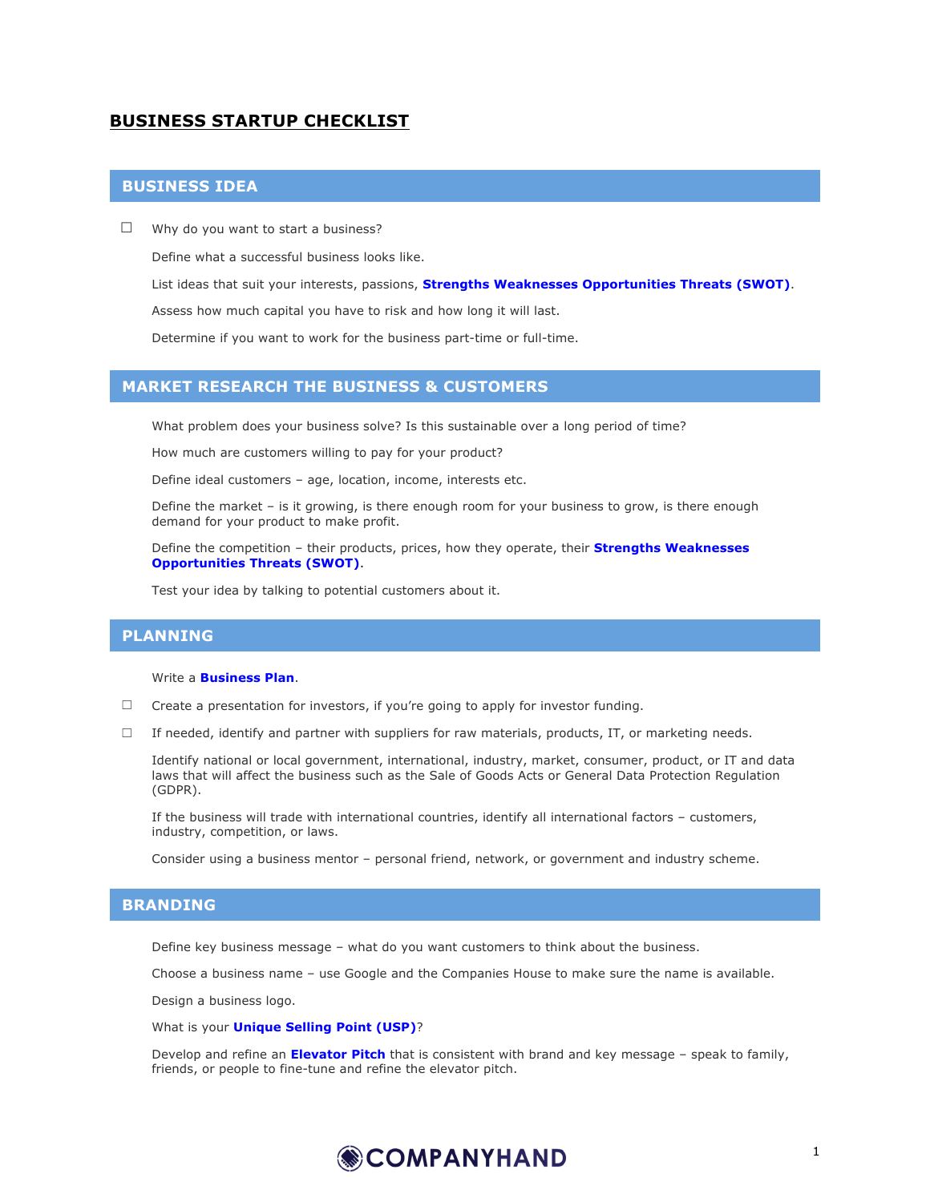# BUSINESS STARTUP CHECKLIST

## BUSINESS IDEA

☐ Why do you want to start a business?

Define what a successful business looks like.

List ideas that suit your interests, passions, **Strengths Weaknesses Opportunities Threats (SWOT)**.

Assess how much capital you have to risk and how long it will last.

Determine if you want to work for the business part-time or full-time.

## MARKET RESEARCH THE BUSINESS & CUSTOMERS

What problem does your business solve? Is this sustainable over a long period of time?

How much are customers willing to pay for your product?

Define ideal customers – age, location, income, interests etc.

Define the market – is it growing, is there enough room for your business to grow, is there enough demand for your product to make profit.

Define the competition – their products, prices, how they operate, their **Strengths Weaknesses Opportunities Threats (SWOT)**.

Test your idea by talking to potential customers about it.

## PLANNING

Write a **Business Plan**.

☐ Create a presentation for investors, if you're going to apply for investor funding.

☐ If needed, identify and partner with suppliers for raw materials, products, IT, or marketing needs.

Identify national or local government, international, industry, market, consumer, product, or IT and data laws that will affect the business such as the Sale of Goods Acts or General Data Protection Regulation (GDPR).

If the business will trade with international countries, identify all international factors – customers, industry, competition, or laws.

Consider using a business mentor – personal friend, network, or government and industry scheme.

## BRANDING

Define key business message – what do you want customers to think about the business.

Choose a business name – use Google and the Companies House to make sure the name is available.

Design a business logo.

What is your **Unique Selling Point (USP)**?

Develop and refine an **Elevator Pitch** that is consistent with brand and key message – speak to family, friends, or people to fine-tune and refine the elevator pitch.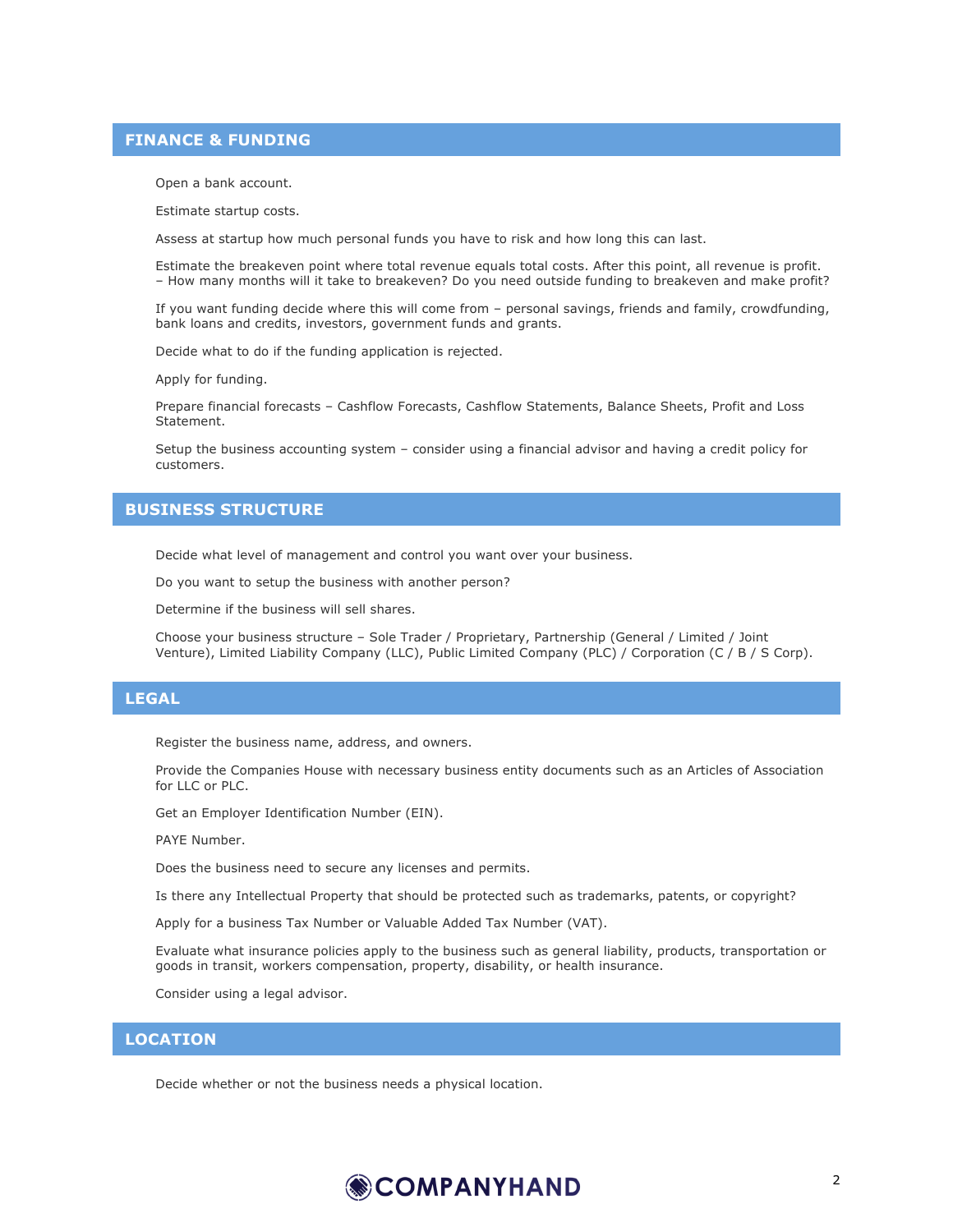## FINANCE & FUNDING

Open a bank account.

Estimate startup costs.

Assess at startup how much personal funds you have to risk and how long this can last.

Estimate the breakeven point where total revenue equals total costs. After this point, all revenue is profit. – How many months will it take to breakeven? Do you need outside funding to breakeven and make profit?

If you want funding decide where this will come from – personal savings, friends and family, crowdfunding, bank loans and credits, investors, government funds and grants.

Decide what to do if the funding application is rejected.

Apply for funding.

Prepare financial forecasts – Cashflow Forecasts, Cashflow Statements, Balance Sheets, Profit and Loss Statement.

Setup the business accounting system – consider using a financial advisor and having a credit policy for customers.

## BUSINESS STRUCTURE

Decide what level of management and control you want over your business.

Do you want to setup the business with another person?

Determine if the business will sell shares.

Choose your business structure – Sole Trader / Proprietary, Partnership (General / Limited / Joint Venture), Limited Liability Company (LLC), Public Limited Company (PLC) / Corporation (C / B / S Corp).

## LEGAL

Register the business name, address, and owners.

Provide the Companies House with necessary business entity documents such as an Articles of Association for LLC or PLC.

Get an Employer Identification Number (EIN).

PAYE Number.

Does the business need to secure any licenses and permits.

Is there any Intellectual Property that should be protected such as trademarks, patents, or copyright?

Apply for a business Tax Number or Valuable Added Tax Number (VAT).

Evaluate what insurance policies apply to the business such as general liability, products, transportation or goods in transit, workers compensation, property, disability, or health insurance.

Consider using a legal advisor.

## LOCATION

Decide whether or not the business needs a physical location.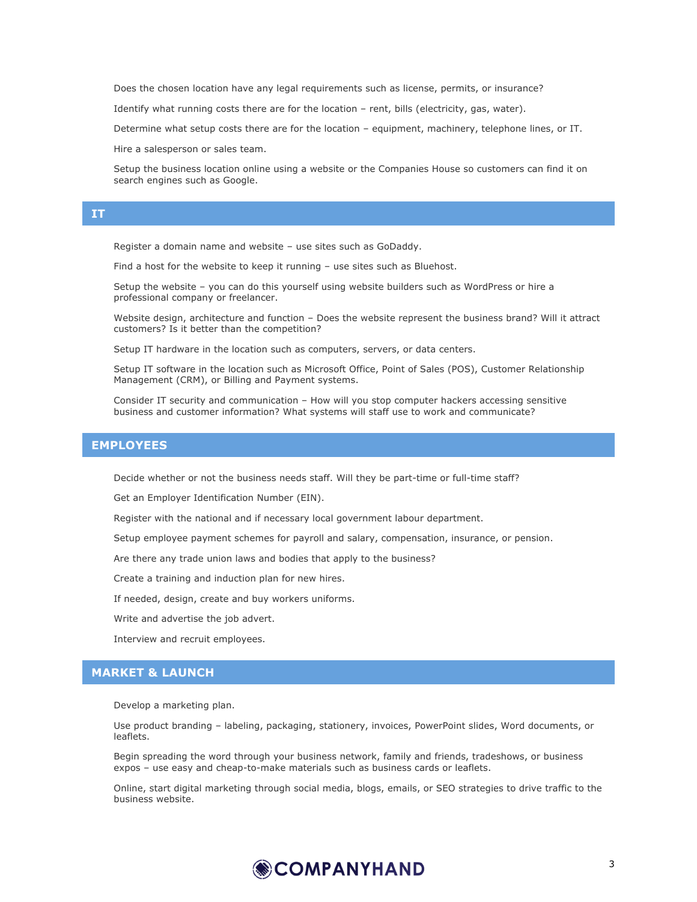Does the chosen location have any legal requirements such as license, permits, or insurance?

Identify what running costs there are for the location – rent, bills (electricity, gas, water).

Determine what setup costs there are for the location – equipment, machinery, telephone lines, or IT.

Hire a salesperson or sales team.

Setup the business location online using a website or the Companies House so customers can find it on search engines such as Google.

## IT

Register a domain name and website – use sites such as GoDaddy.

Find a host for the website to keep it running – use sites such as Bluehost.

Setup the website – you can do this yourself using website builders such as WordPress or hire a professional company or freelancer.

Website design, architecture and function – Does the website represent the business brand? Will it attract customers? Is it better than the competition?

Setup IT hardware in the location such as computers, servers, or data centers.

Setup IT software in the location such as Microsoft Office, Point of Sales (POS), Customer Relationship Management (CRM), or Billing and Payment systems.

Consider IT security and communication – How will you stop computer hackers accessing sensitive business and customer information? What systems will staff use to work and communicate?

## EMPLOYEES

Decide whether or not the business needs staff. Will they be part-time or full-time staff?

Get an Employer Identification Number (EIN).

Register with the national and if necessary local government labour department.

Setup employee payment schemes for payroll and salary, compensation, insurance, or pension.

Are there any trade union laws and bodies that apply to the business?

Create a training and induction plan for new hires.

If needed, design, create and buy workers uniforms.

Write and advertise the job advert.

Interview and recruit employees.

## MARKET & LAUNCH

Develop a marketing plan.

Use product branding – labeling, packaging, stationery, invoices, PowerPoint slides, Word documents, or leaflets.

Begin spreading the word through your business network, family and friends, tradeshows, or business expos – use easy and cheap-to-make materials such as business cards or leaflets.

Online, start digital marketing through social media, blogs, emails, or SEO strategies to drive traffic to the business website.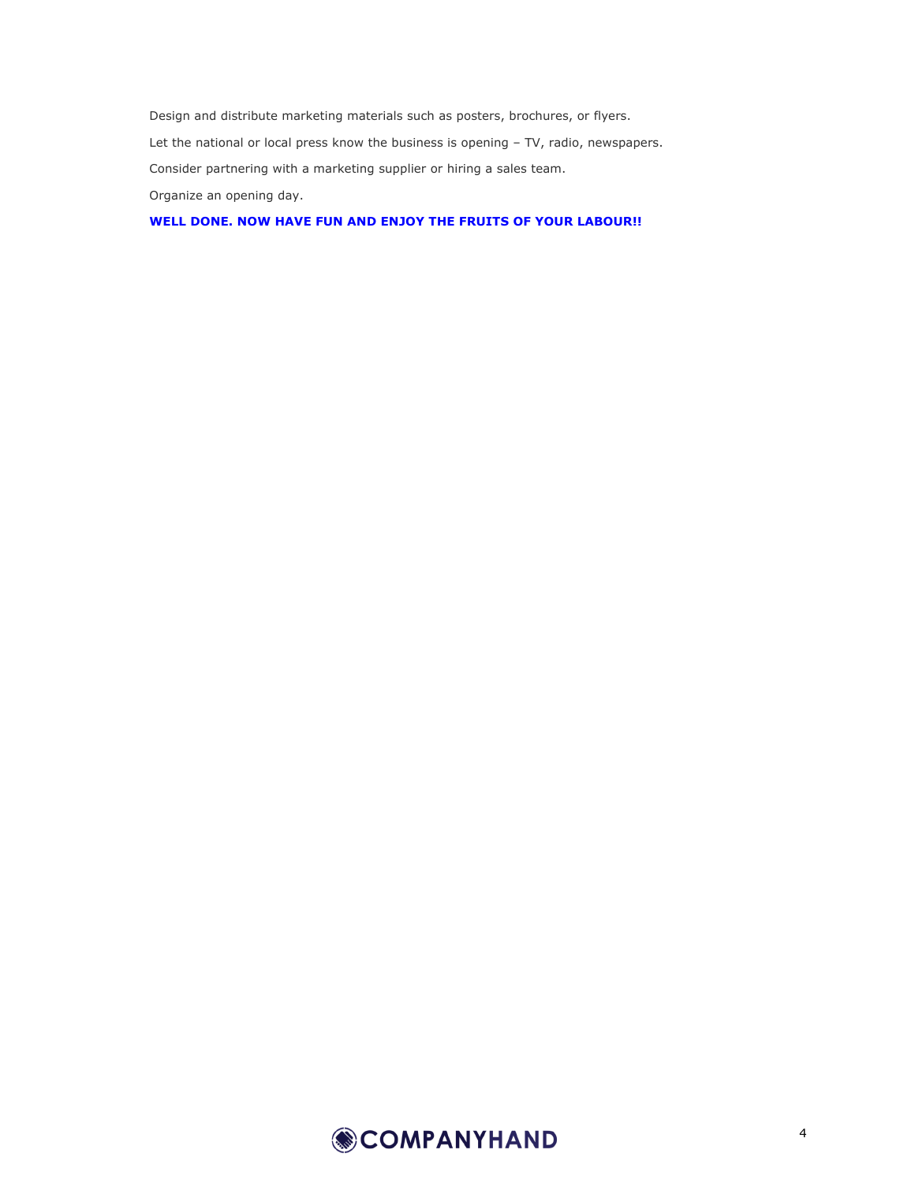Design and distribute marketing materials such as posters, brochures, or flyers.

Let the national or local press know the business is opening – TV, radio, newspapers.

Consider partnering with a marketing supplier or hiring a sales team.

Organize an opening day.

**WELL DONE. NOW HAVE FUN AND ENJOY THE FRUITS OF YOUR LABOUR!!**